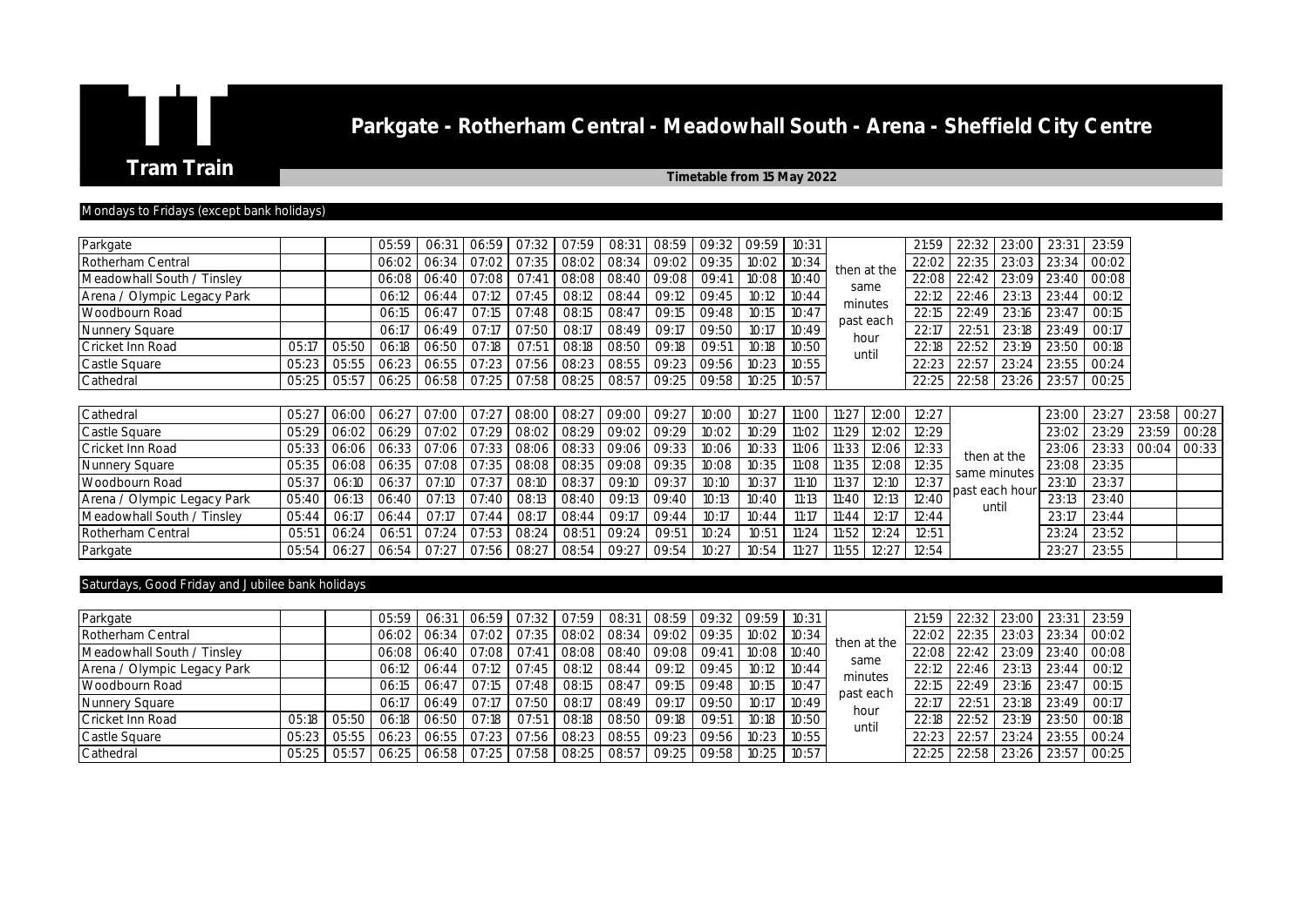**Tram Train**

# Parkgate - Rotherham Central - Meadowhall South - Arena - Sheffield City Centre

**Timetable from 15 May 2022**

## Mondays to Fridays (except bank holidays)

| Parkgate | | | 05:59 | 06:31 | 06:59 | 07:32 | 07:59 | 08:31 | 08:59 | 09:32 | 09:59 | 10:31 | then at the same minutes past each hour until | 21:59 | 22:32 | 23:00 | 23:31 | 23:59 |
|---|---|---|---|---|---|---|---|---|---|---|---|---|---|---|---|---|---|---|
| Rotherham Central | | | 06:02 | 06:34 | 07:02 | 07:35 | 08:02 | 08:34 | 09:02 | 09:35 | 10:02 | 10:34 | | 22:02 | 22:35 | 23:03 | 23:34 | 00:02 |
| Meadowhall South / Tinsley | | | 06:08 | 06:40 | 07:08 | 07:41 | 08:08 | 08:40 | 09:08 | 09:41 | 10:08 | 10:40 | | 22:08 | 22:42 | 23:09 | 23:40 | 00:08 |
| Arena / Olympic Legacy Park | | | 06:12 | 06:44 | 07:12 | 07:45 | 08:12 | 08:44 | 09:12 | 09:45 | 10:12 | 10:44 | | 22:12 | 22:46 | 23:13 | 23:44 | 00:12 |
| Woodbourn Road | | | 06:15 | 06:47 | 07:15 | 07:48 | 08:15 | 08:47 | 09:15 | 09:48 | 10:15 | 10:47 | | 22:15 | 22:49 | 23:16 | 23:47 | 00:15 |
| Nunnery Square | | | 06:17 | 06:49 | 07:17 | 07:50 | 08:17 | 08:49 | 09:17 | 09:50 | 10:17 | 10:49 | | 22:17 | 22:51 | 23:18 | 23:49 | 00:17 |
| Cricket Inn Road | 05:17 | 05:50 | 06:18 | 06:50 | 07:18 | 07:51 | 08:18 | 08:50 | 09:18 | 09:51 | 10:18 | 10:50 | | 22:18 | 22:52 | 23:19 | 23:50 | 00:18 |
| Castle Square | 05:23 | 05:55 | 06:23 | 06:55 | 07:23 | 07:56 | 08:23 | 08:55 | 09:23 | 09:56 | 10:23 | 10:55 | | 22:23 | 22:57 | 23:24 | 23:55 | 00:24 |
| Cathedral | 05:25 | 05:57 | 06:25 | 06:58 | 07:25 | 07:58 | 08:25 | 08:57 | 09:25 | 09:58 | 10:25 | 10:57 | | 22:25 | 22:58 | 23:26 | 23:57 | 00:25 |

| Cathedral | 05:27 | 06:00 | 06:27 | 07:00 | 07:27 | 08:00 | 08:27 | 09:00 | 09:27 | 10:00 | 10:27 | 11:00 | 11:27 | 12:00 | 12:27 | then at the same minutes past each hour until | 23:00 | 23:27 | 23:58 | 00:27 |
|---|---|---|---|---|---|---|---|---|---|---|---|---|---|---|---|---|---|---|---|---|
| Castle Square | 05:29 | 06:02 | 06:29 | 07:02 | 07:29 | 08:02 | 08:29 | 09:02 | 09:29 | 10:02 | 10:29 | 11:02 | 11:29 | 12:02 | 12:29 | | 23:02 | 23:29 | 23:59 | 00:28 |
| Cricket Inn Road | 05:33 | 06:06 | 06:33 | 07:06 | 07:33 | 08:06 | 08:33 | 09:06 | 09:33 | 10:06 | 10:33 | 11:06 | 11:33 | 12:06 | 12:33 | | 23:06 | 23:33 | 00:04 | 00:33 |
| Nunnery Square | 05:35 | 06:08 | 06:35 | 07:08 | 07:35 | 08:08 | 08:35 | 09:08 | 09:35 | 10:08 | 10:35 | 11:08 | 11:35 | 12:08 | 12:35 | | 23:08 | 23:35 | | |
| Woodbourn Road | 05:37 | 06:10 | 06:37 | 07:10 | 07:37 | 08:10 | 08:37 | 09:10 | 09:37 | 10:10 | 10:37 | 11:10 | 11:37 | 12:10 | 12:37 | | 23:10 | 23:37 | | |
| Arena / Olympic Legacy Park | 05:40 | 06:13 | 06:40 | 07:13 | 07:40 | 08:13 | 08:40 | 09:13 | 09:40 | 10:13 | 10:40 | 11:13 | 11:40 | 12:13 | 12:40 | | 23:13 | 23:40 | | |
| Meadowhall South / Tinsley | 05:44 | 06:17 | 06:44 | 07:17 | 07:44 | 08:17 | 08:44 | 09:17 | 09:44 | 10:17 | 10:44 | 11:17 | 11:44 | 12:17 | 12:44 | | 23:17 | 23:44 | | |
| Rotherham Central | 05:51 | 06:24 | 06:51 | 07:24 | 07:53 | 08:24 | 08:51 | 09:24 | 09:51 | 10:24 | 10:51 | 11:24 | 11:52 | 12:24 | 12:51 | | 23:24 | 23:52 | | |
| Parkgate | 05:54 | 06:27 | 06:54 | 07:27 | 07:56 | 08:27 | 08:54 | 09:27 | 09:54 | 10:27 | 10:54 | 11:27 | 11:55 | 12:27 | 12:54 | | 23:27 | 23:55 | | |

## Saturdays, Good Friday and Jubilee bank holidays

| Parkgate | | | 05:59 | 06:31 | 06:59 | 07:32 | 07:59 | 08:31 | 08:59 | 09:32 | 09:59 | 10:31 | then at the same minutes past each hour until | 21:59 | 22:32 | 23:00 | 23:31 | 23:59 |
|---|---|---|---|---|---|---|---|---|---|---|---|---|---|---|---|---|---|---|
| Rotherham Central | | | 06:02 | 06:34 | 07:02 | 07:35 | 08:02 | 08:34 | 09:02 | 09:35 | 10:02 | 10:34 | | 22:02 | 22:35 | 23:03 | 23:34 | 00:02 |
| Meadowhall South / Tinsley | | | 06:08 | 06:40 | 07:08 | 07:41 | 08:08 | 08:40 | 09:08 | 09:41 | 10:08 | 10:40 | | 22:08 | 22:42 | 23:09 | 23:40 | 00:08 |
| Arena / Olympic Legacy Park | | | 06:12 | 06:44 | 07:12 | 07:45 | 08:12 | 08:44 | 09:12 | 09:45 | 10:12 | 10:44 | | 22:12 | 22:46 | 23:13 | 23:44 | 00:12 |
| Woodbourn Road | | | 06:15 | 06:47 | 07:15 | 07:48 | 08:15 | 08:47 | 09:15 | 09:48 | 10:15 | 10:47 | | 22:15 | 22:49 | 23:16 | 23:47 | 00:15 |
| Nunnery Square | | | 06:17 | 06:49 | 07:17 | 07:50 | 08:17 | 08:49 | 09:17 | 09:50 | 10:17 | 10:49 | | 22:17 | 22:51 | 23:18 | 23:49 | 00:17 |
| Cricket Inn Road | 05:18 | 05:50 | 06:18 | 06:50 | 07:18 | 07:51 | 08:18 | 08:50 | 09:18 | 09:51 | 10:18 | 10:50 | | 22:18 | 22:52 | 23:19 | 23:50 | 00:18 |
| Castle Square | 05:23 | 05:55 | 06:23 | 06:55 | 07:23 | 07:56 | 08:23 | 08:55 | 09:23 | 09:56 | 10:23 | 10:55 | | 22:23 | 22:57 | 23:24 | 23:55 | 00:24 |
| Cathedral | 05:25 | 05:57 | 06:25 | 06:58 | 07:25 | 07:58 | 08:25 | 08:57 | 09:25 | 09:58 | 10:25 | 10:57 | | 22:25 | 22:58 | 23:26 | 23:57 | 00:25 |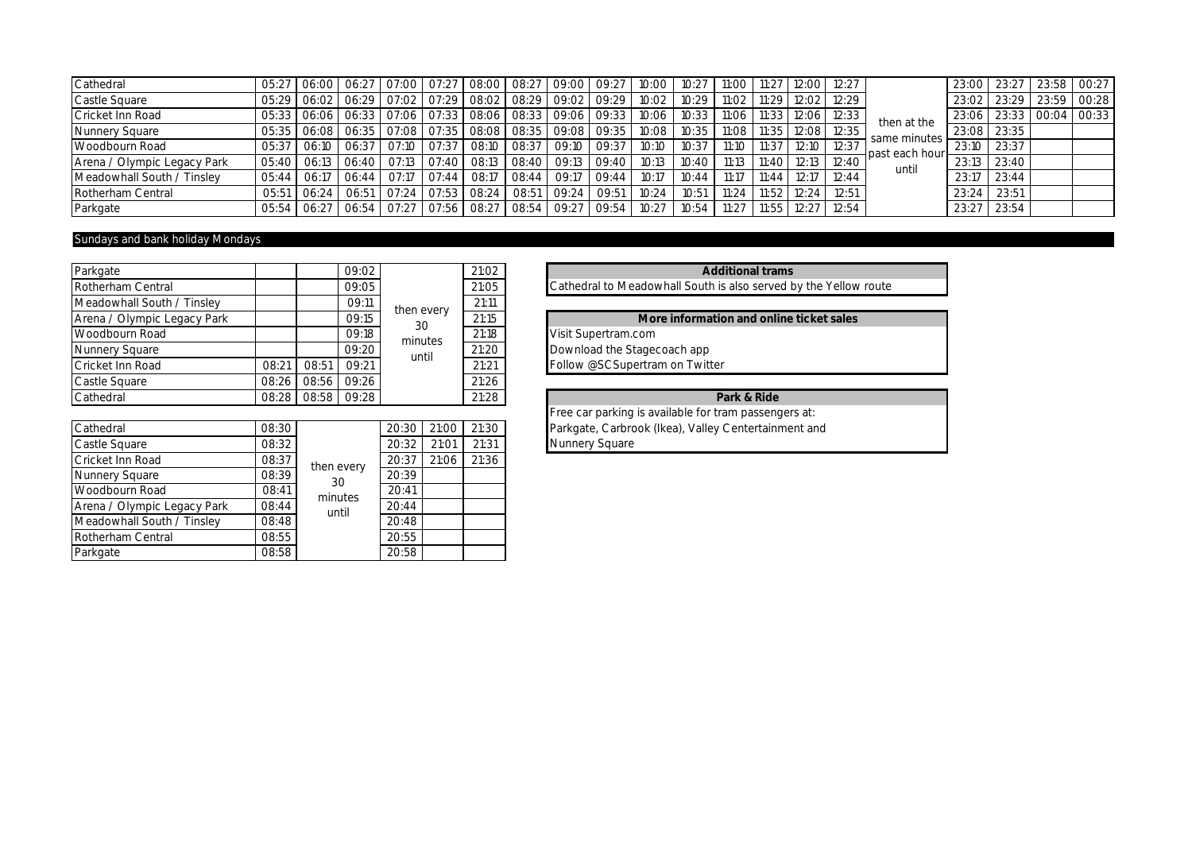| | | | | | | | | | | | | | | | | | | | | |
|---|---|---|---|---|---|---|---|---|---|---|---|---|---|---|---|---|---|---|---|---|
| Cathedral | 05:27 | 06:00 | 06:27 | 07:00 | 07:27 | 08:00 | 08:27 | 09:00 | 09:27 | 10:00 | 10:27 | 11:00 | 11:27 | 12:00 | 12:27 | then at the same minutes past each hour until | 23:00 | 23:27 | 23:58 | 00:27 |
| Castle Square | 05:29 | 06:02 | 06:29 | 07:02 | 07:29 | 08:02 | 08:29 | 09:02 | 09:29 | 10:02 | 10:29 | 11:02 | 11:29 | 12:02 | 12:29 | | 23:02 | 23:29 | 23:59 | 00:28 |
| Cricket Inn Road | 05:33 | 06:06 | 06:33 | 07:06 | 07:33 | 08:06 | 08:33 | 09:06 | 09:33 | 10:06 | 10:33 | 11:06 | 11:33 | 12:06 | 12:33 | | 23:06 | 23:33 | 00:04 | 00:33 |
| Nunnery Square | 05:35 | 06:08 | 06:35 | 07:08 | 07:35 | 08:08 | 08:35 | 09:08 | 09:35 | 10:08 | 10:35 | 11:08 | 11:35 | 12:08 | 12:35 | | 23:08 | 23:35 | | |
| Woodbourn Road | 05:37 | 06:10 | 06:37 | 07:10 | 07:37 | 08:10 | 08:37 | 09:10 | 09:37 | 10:10 | 10:37 | 11:10 | 11:37 | 12:10 | 12:37 | | 23:10 | 23:37 | | |
| Arena / Olympic Legacy Park | 05:40 | 06:13 | 06:40 | 07:13 | 07:40 | 08:13 | 08:40 | 09:13 | 09:40 | 10:13 | 10:40 | 11:13 | 11:40 | 12:13 | 12:40 | | 23:13 | 23:40 | | |
| Meadowhall South / Tinsley | 05:44 | 06:17 | 06:44 | 07:17 | 07:44 | 08:17 | 08:44 | 09:17 | 09:44 | 10:17 | 10:44 | 11:17 | 11:44 | 12:17 | 12:44 | | 23:17 | 23:44 | | |
| Rotherham Central | 05:51 | 06:24 | 06:51 | 07:24 | 07:53 | 08:24 | 08:51 | 09:24 | 09:51 | 10:24 | 10:51 | 11:24 | 11:52 | 12:24 | 12:51 | | 23:24 | 23:51 | | |
| Parkgate | 05:54 | 06:27 | 06:54 | 07:27 | 07:56 | 08:27 | 08:54 | 09:27 | 09:54 | 10:27 | 10:54 | 11:27 | 11:55 | 12:27 | 12:54 | | 23:27 | 23:54 | | |

## Sundays and bank holiday Mondays

| | | | | | |
|---|---|---|---|---|---|
| Parkgate | | | 09:02 | then every 30 minutes until | 21:02 |
| Rotherham Central | | | 09:05 | | 21:05 |
| Meadowhall South / Tinsley | | | 09:11 | | 21:11 |
| Arena / Olympic Legacy Park | | | 09:15 | | 21:15 |
| Woodbourn Road | | | 09:18 | | 21:18 |
| Nunnery Square | | | 09:20 | | 21:20 |
| Cricket Inn Road | 08:21 | 08:51 | 09:21 | | 21:21 |
| Castle Square | 08:26 | 08:56 | 09:26 | | 21:26 |
| Cathedral | 08:28 | 08:58 | 09:28 | | 21:28 |

| | | | | | |
|---|---|---|---|---|---|
| Cathedral | 08:30 | then every 30 minutes until | 20:30 | 21:00 | 21:30 |
| Castle Square | 08:32 | | 20:32 | 21:01 | 21:31 |
| Cricket Inn Road | 08:37 | | 20:37 | 21:06 | 21:36 |
| Nunnery Square | 08:39 | | 20:39 | | |
| Woodbourn Road | 08:41 | | 20:41 | | |
| Arena / Olympic Legacy Park | 08:44 | | 20:44 | | |
| Meadowhall South / Tinsley | 08:48 | | 20:48 | | |
| Rotherham Central | 08:55 | | 20:55 | | |
| Parkgate | 08:58 | | 20:58 | | |

**Additional trams**

Cathedral to Meadowhall South is also served by the Yellow route

**More information and online ticket sales**

Visit Supertram.com
Download the Stagecoach app
Follow @SCSupertram on Twitter

**Park & Ride**

Free car parking is available for tram passengers at:
Parkgate, Carbrook (Ikea), Valley Centertainment and Nunnery Square